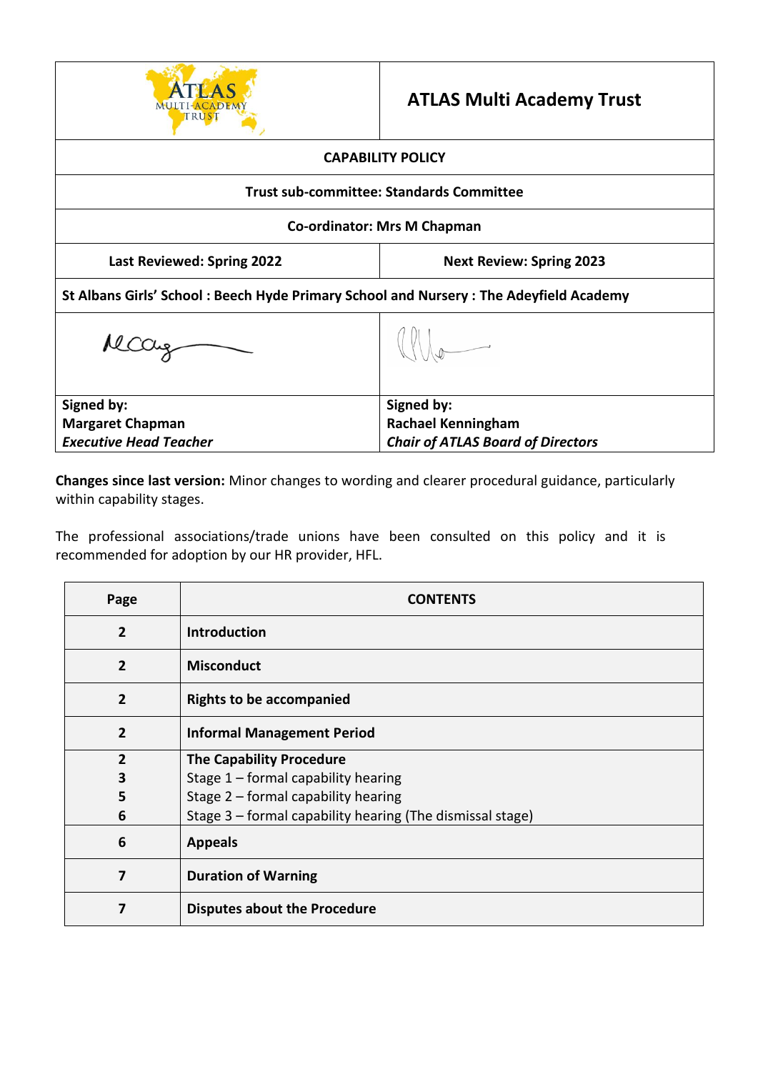| ATLAS Multi-Academy Trust | ATLAS Multi Academy Trust |
|---|---|
| **CAPABILITY POLICY** | |
| **Trust sub-committee: Standards Committee** | |
| **Co-ordinator: Mrs M Chapman** | |
| **Last Reviewed: Spring 2022** | **Next Review: Spring 2023** |
| **St Albans Girls' School : Beech Hyde Primary School and Nursery : The Adeyfield Academy** | |
| **Signed by:** **Margaret Chapman** ***Executive Head Teacher*** | **Signed by:** **Rachael Kenningham** ***Chair of ATLAS Board of Directors*** |

**Changes since last version:** Minor changes to wording and clearer procedural guidance, particularly within capability stages.

The professional associations/trade unions have been consulted on this policy and it is recommended for adoption by our HR provider, HFL.

| Page | CONTENTS |
|---|---|
| **2** | **Introduction** |
| **2** | **Misconduct** |
| **2** | **Rights to be accompanied** |
| **2** | **Informal Management Period** |
| **2**<br>**3**<br>**5**<br>**6** | **The Capability Procedure**<br>Stage 1 – formal capability hearing<br>Stage 2 – formal capability hearing<br>Stage 3 – formal capability hearing (The dismissal stage) |
| **6** | **Appeals** |
| **7** | **Duration of Warning** |
| **7** | **Disputes about the Procedure** |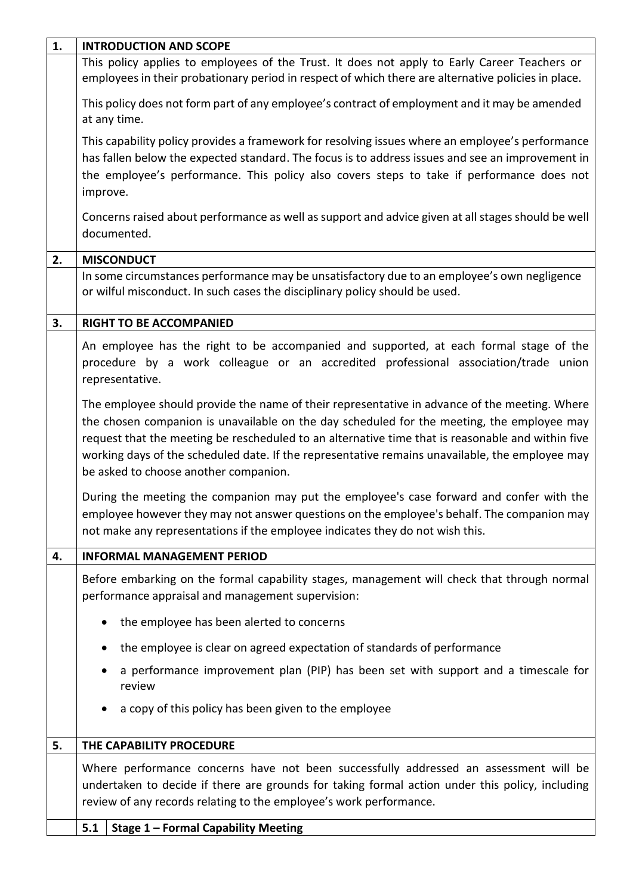## 1. INTRODUCTION AND SCOPE

This policy applies to employees of the Trust. It does not apply to Early Career Teachers or employees in their probationary period in respect of which there are alternative policies in place.

This policy does not form part of any employee's contract of employment and it may be amended at any time.

This capability policy provides a framework for resolving issues where an employee's performance has fallen below the expected standard. The focus is to address issues and see an improvement in the employee's performance. This policy also covers steps to take if performance does not improve.

Concerns raised about performance as well as support and advice given at all stages should be well documented.

## 2. MISCONDUCT

In some circumstances performance may be unsatisfactory due to an employee's own negligence or wilful misconduct. In such cases the disciplinary policy should be used.

## 3. RIGHT TO BE ACCOMPANIED

An employee has the right to be accompanied and supported, at each formal stage of the procedure by a work colleague or an accredited professional association/trade union representative.

The employee should provide the name of their representative in advance of the meeting. Where the chosen companion is unavailable on the day scheduled for the meeting, the employee may request that the meeting be rescheduled to an alternative time that is reasonable and within five working days of the scheduled date. If the representative remains unavailable, the employee may be asked to choose another companion.

During the meeting the companion may put the employee's case forward and confer with the employee however they may not answer questions on the employee's behalf. The companion may not make any representations if the employee indicates they do not wish this.

## 4. INFORMAL MANAGEMENT PERIOD

Before embarking on the formal capability stages, management will check that through normal performance appraisal and management supervision:

- the employee has been alerted to concerns
- the employee is clear on agreed expectation of standards of performance
- a performance improvement plan (PIP) has been set with support and a timescale for review
- a copy of this policy has been given to the employee

## 5. THE CAPABILITY PROCEDURE

Where performance concerns have not been successfully addressed an assessment will be undertaken to decide if there are grounds for taking formal action under this policy, including review of any records relating to the employee's work performance.

### 5.1 Stage 1 – Formal Capability Meeting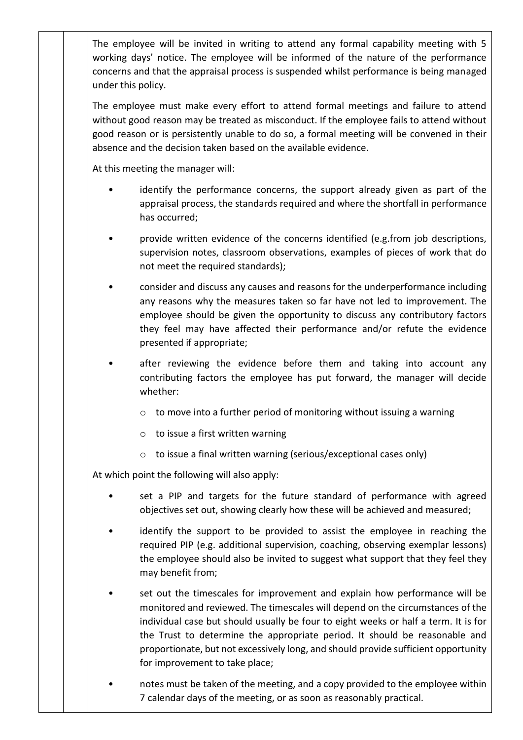The employee will be invited in writing to attend any formal capability meeting with 5 working days' notice. The employee will be informed of the nature of the performance concerns and that the appraisal process is suspended whilst performance is being managed under this policy.

The employee must make every effort to attend formal meetings and failure to attend without good reason may be treated as misconduct. If the employee fails to attend without good reason or is persistently unable to do so, a formal meeting will be convened in their absence and the decision taken based on the available evidence.

At this meeting the manager will:

- identify the performance concerns, the support already given as part of the appraisal process, the standards required and where the shortfall in performance has occurred;
- provide written evidence of the concerns identified (e.g.from job descriptions, supervision notes, classroom observations, examples of pieces of work that do not meet the required standards);
- consider and discuss any causes and reasons for the underperformance including any reasons why the measures taken so far have not led to improvement. The employee should be given the opportunity to discuss any contributory factors they feel may have affected their performance and/or refute the evidence presented if appropriate;
- after reviewing the evidence before them and taking into account any contributing factors the employee has put forward, the manager will decide whether:
  - to move into a further period of monitoring without issuing a warning
  - to issue a first written warning
  - to issue a final written warning (serious/exceptional cases only)

At which point the following will also apply:

- set a PIP and targets for the future standard of performance with agreed objectives set out, showing clearly how these will be achieved and measured;
- identify the support to be provided to assist the employee in reaching the required PIP (e.g. additional supervision, coaching, observing exemplar lessons) the employee should also be invited to suggest what support that they feel they may benefit from;
- set out the timescales for improvement and explain how performance will be monitored and reviewed. The timescales will depend on the circumstances of the individual case but should usually be four to eight weeks or half a term. It is for the Trust to determine the appropriate period. It should be reasonable and proportionate, but not excessively long, and should provide sufficient opportunity for improvement to take place;
- notes must be taken of the meeting, and a copy provided to the employee within 7 calendar days of the meeting, or as soon as reasonably practical.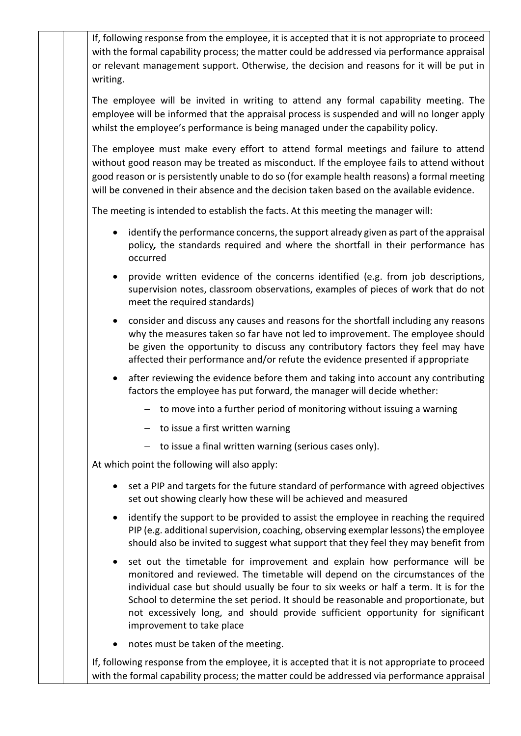If, following response from the employee, it is accepted that it is not appropriate to proceed with the formal capability process; the matter could be addressed via performance appraisal or relevant management support. Otherwise, the decision and reasons for it will be put in writing.

The employee will be invited in writing to attend any formal capability meeting. The employee will be informed that the appraisal process is suspended and will no longer apply whilst the employee's performance is being managed under the capability policy.

The employee must make every effort to attend formal meetings and failure to attend without good reason may be treated as misconduct. If the employee fails to attend without good reason or is persistently unable to do so (for example health reasons) a formal meeting will be convened in their absence and the decision taken based on the available evidence.

The meeting is intended to establish the facts. At this meeting the manager will:

- identify the performance concerns, the support already given as part of the appraisal policy*,* the standards required and where the shortfall in their performance has occurred
- provide written evidence of the concerns identified (e.g. from job descriptions, supervision notes, classroom observations, examples of pieces of work that do not meet the required standards)
- consider and discuss any causes and reasons for the shortfall including any reasons why the measures taken so far have not led to improvement. The employee should be given the opportunity to discuss any contributory factors they feel may have affected their performance and/or refute the evidence presented if appropriate
- after reviewing the evidence before them and taking into account any contributing factors the employee has put forward, the manager will decide whether:
  - to move into a further period of monitoring without issuing a warning
  - to issue a first written warning
  - to issue a final written warning (serious cases only).

At which point the following will also apply:

- set a PIP and targets for the future standard of performance with agreed objectives set out showing clearly how these will be achieved and measured
- identify the support to be provided to assist the employee in reaching the required PIP (e.g. additional supervision, coaching, observing exemplar lessons) the employee should also be invited to suggest what support that they feel they may benefit from
- set out the timetable for improvement and explain how performance will be monitored and reviewed. The timetable will depend on the circumstances of the individual case but should usually be four to six weeks or half a term. It is for the School to determine the set period. It should be reasonable and proportionate, but not excessively long, and should provide sufficient opportunity for significant improvement to take place
- notes must be taken of the meeting.

If, following response from the employee, it is accepted that it is not appropriate to proceed with the formal capability process; the matter could be addressed via performance appraisal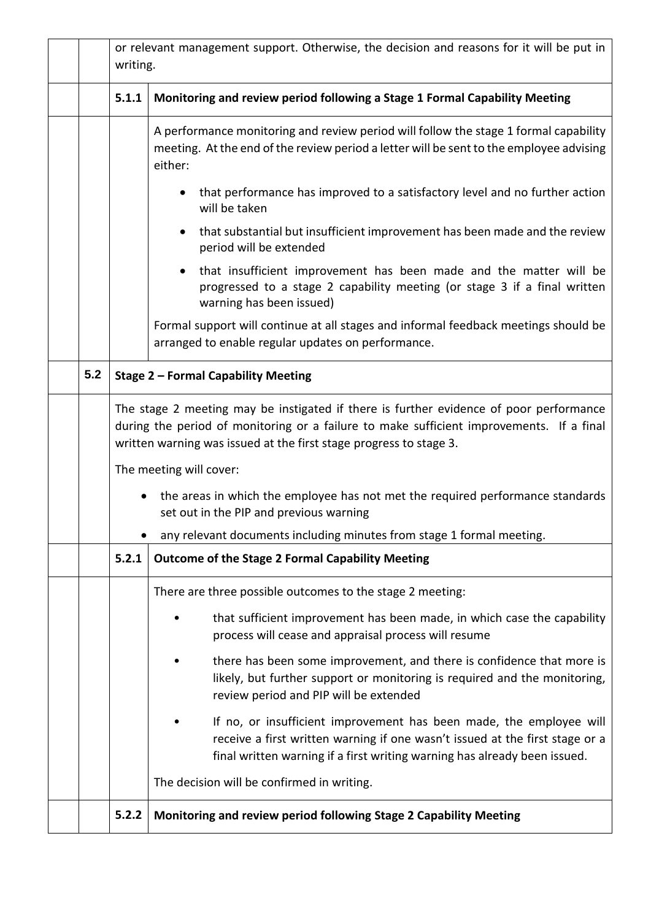or relevant management support. Otherwise, the decision and reasons for it will be put in writing.

#### 5.1.1 Monitoring and review period following a Stage 1 Formal Capability Meeting

A performance monitoring and review period will follow the stage 1 formal capability meeting. At the end of the review period a letter will be sent to the employee advising either:

- that performance has improved to a satisfactory level and no further action will be taken
- that substantial but insufficient improvement has been made and the review period will be extended
- that insufficient improvement has been made and the matter will be progressed to a stage 2 capability meeting (or stage 3 if a final written warning has been issued)

Formal support will continue at all stages and informal feedback meetings should be arranged to enable regular updates on performance.

### 5.2 Stage 2 – Formal Capability Meeting

The stage 2 meeting may be instigated if there is further evidence of poor performance during the period of monitoring or a failure to make sufficient improvements. If a final written warning was issued at the first stage progress to stage 3.

The meeting will cover:

- the areas in which the employee has not met the required performance standards set out in the PIP and previous warning
- any relevant documents including minutes from stage 1 formal meeting.

#### 5.2.1 Outcome of the Stage 2 Formal Capability Meeting

There are three possible outcomes to the stage 2 meeting:

- that sufficient improvement has been made, in which case the capability process will cease and appraisal process will resume
- there has been some improvement, and there is confidence that more is likely, but further support or monitoring is required and the monitoring, review period and PIP will be extended
- If no, or insufficient improvement has been made, the employee will receive a first written warning if one wasn't issued at the first stage or a final written warning if a first writing warning has already been issued.

The decision will be confirmed in writing.

#### 5.2.2 Monitoring and review period following Stage 2 Capability Meeting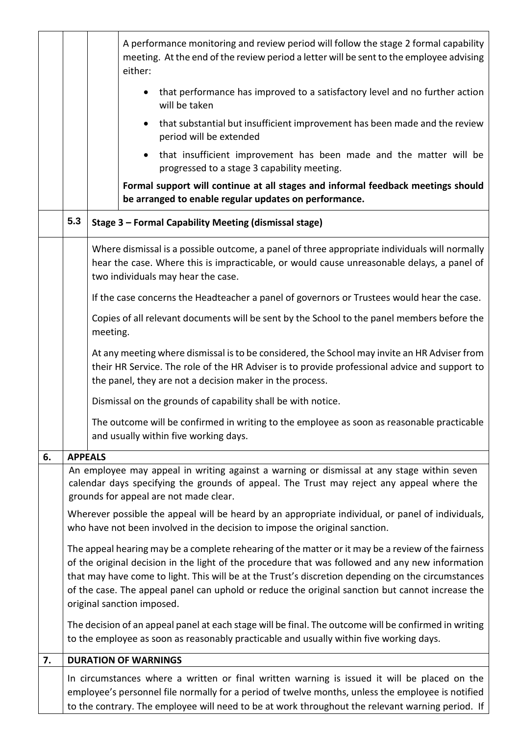A performance monitoring and review period will follow the stage 2 formal capability meeting. At the end of the review period a letter will be sent to the employee advising either:

- that performance has improved to a satisfactory level and no further action will be taken
- that substantial but insufficient improvement has been made and the review period will be extended
- that insufficient improvement has been made and the matter will be progressed to a stage 3 capability meeting.

**Formal support will continue at all stages and informal feedback meetings should be arranged to enable regular updates on performance.**

### 5.3 Stage 3 – Formal Capability Meeting (dismissal stage)

Where dismissal is a possible outcome, a panel of three appropriate individuals will normally hear the case. Where this is impracticable, or would cause unreasonable delays, a panel of two individuals may hear the case.

If the case concerns the Headteacher a panel of governors or Trustees would hear the case.

Copies of all relevant documents will be sent by the School to the panel members before the meeting.

At any meeting where dismissal is to be considered, the School may invite an HR Adviser from their HR Service. The role of the HR Adviser is to provide professional advice and support to the panel, they are not a decision maker in the process.

Dismissal on the grounds of capability shall be with notice.

The outcome will be confirmed in writing to the employee as soon as reasonable practicable and usually within five working days.

## 6. APPEALS

An employee may appeal in writing against a warning or dismissal at any stage within seven calendar days specifying the grounds of appeal. The Trust may reject any appeal where the grounds for appeal are not made clear.

Wherever possible the appeal will be heard by an appropriate individual, or panel of individuals, who have not been involved in the decision to impose the original sanction.

The appeal hearing may be a complete rehearing of the matter or it may be a review of the fairness of the original decision in the light of the procedure that was followed and any new information that may have come to light. This will be at the Trust's discretion depending on the circumstances of the case. The appeal panel can uphold or reduce the original sanction but cannot increase the original sanction imposed.

The decision of an appeal panel at each stage will be final. The outcome will be confirmed in writing to the employee as soon as reasonably practicable and usually within five working days.

## 7. DURATION OF WARNINGS

In circumstances where a written or final written warning is issued it will be placed on the employee's personnel file normally for a period of twelve months, unless the employee is notified to the contrary. The employee will need to be at work throughout the relevant warning period. If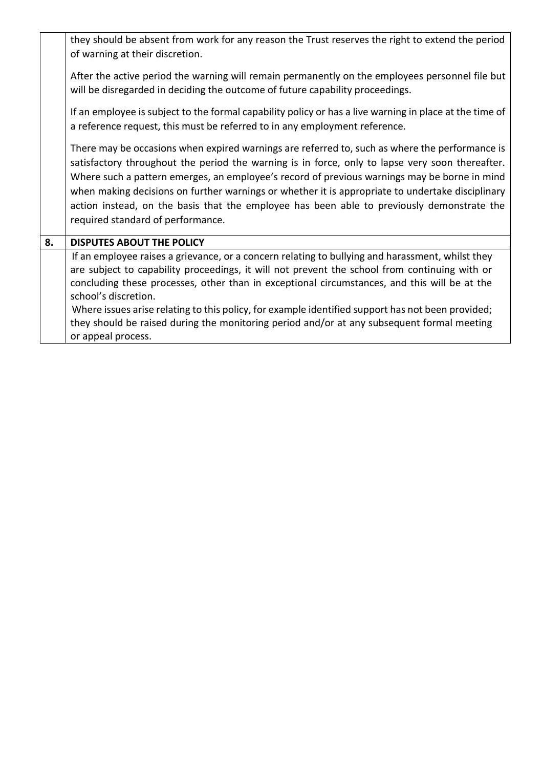they should be absent from work for any reason the Trust reserves the right to extend the period of warning at their discretion.

After the active period the warning will remain permanently on the employees personnel file but will be disregarded in deciding the outcome of future capability proceedings.

If an employee is subject to the formal capability policy or has a live warning in place at the time of a reference request, this must be referred to in any employment reference.

There may be occasions when expired warnings are referred to, such as where the performance is satisfactory throughout the period the warning is in force, only to lapse very soon thereafter. Where such a pattern emerges, an employee's record of previous warnings may be borne in mind when making decisions on further warnings or whether it is appropriate to undertake disciplinary action instead, on the basis that the employee has been able to previously demonstrate the required standard of performance.

## 8. DISPUTES ABOUT THE POLICY

If an employee raises a grievance, or a concern relating to bullying and harassment, whilst they are subject to capability proceedings, it will not prevent the school from continuing with or concluding these processes, other than in exceptional circumstances, and this will be at the school's discretion.

Where issues arise relating to this policy, for example identified support has not been provided; they should be raised during the monitoring period and/or at any subsequent formal meeting or appeal process.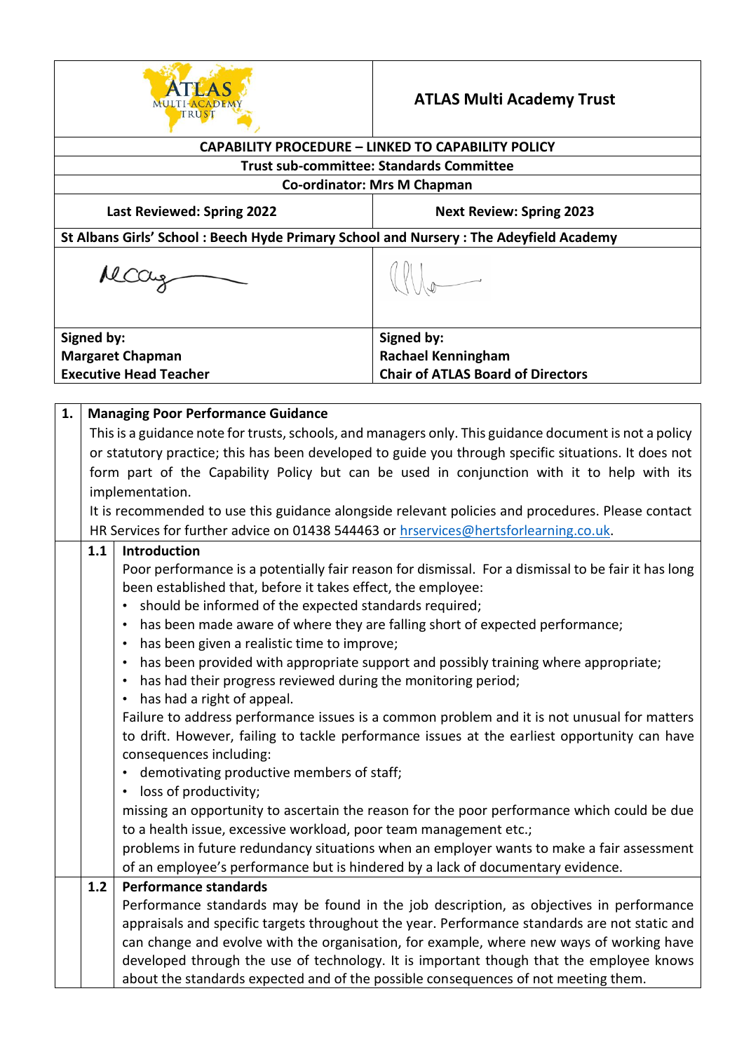| | |
|---|---|
| ATLAS MULTI-ACADEMY TRUST | **ATLAS Multi Academy Trust** |
| **CAPABILITY PROCEDURE – LINKED TO CAPABILITY POLICY** | |
| **Trust sub-committee: Standards Committee** | |
| **Co-ordinator: Mrs M Chapman** | |
| **Last Reviewed: Spring 2022** | **Next Review: Spring 2023** |
| **St Albans Girls' School : Beech Hyde Primary School and Nursery : The Adeyfield Academy** | |
| **Signed by:** **Margaret Chapman** **Executive Head Teacher** | **Signed by:** **Rachael Kenningham** **Chair of ATLAS Board of Directors** |

## 1. Managing Poor Performance Guidance

This is a guidance note for trusts, schools, and managers only. This guidance document is not a policy or statutory practice; this has been developed to guide you through specific situations. It does not form part of the Capability Policy but can be used in conjunction with it to help with its implementation.

It is recommended to use this guidance alongside relevant policies and procedures. Please contact HR Services for further advice on 01438 544463 or hrservices@hertsforlearning.co.uk.

### 1.1 Introduction

Poor performance is a potentially fair reason for dismissal. For a dismissal to be fair it has long been established that, before it takes effect, the employee:

- should be informed of the expected standards required;
- has been made aware of where they are falling short of expected performance;
- has been given a realistic time to improve;
- has been provided with appropriate support and possibly training where appropriate;
- has had their progress reviewed during the monitoring period;
- has had a right of appeal.

Failure to address performance issues is a common problem and it is not unusual for matters to drift. However, failing to tackle performance issues at the earliest opportunity can have consequences including:

- demotivating productive members of staff;
- loss of productivity;

missing an opportunity to ascertain the reason for the poor performance which could be due to a health issue, excessive workload, poor team management etc.;

problems in future redundancy situations when an employer wants to make a fair assessment of an employee's performance but is hindered by a lack of documentary evidence.

### 1.2 Performance standards

Performance standards may be found in the job description, as objectives in performance appraisals and specific targets throughout the year. Performance standards are not static and can change and evolve with the organisation, for example, where new ways of working have developed through the use of technology. It is important though that the employee knows about the standards expected and of the possible consequences of not meeting them.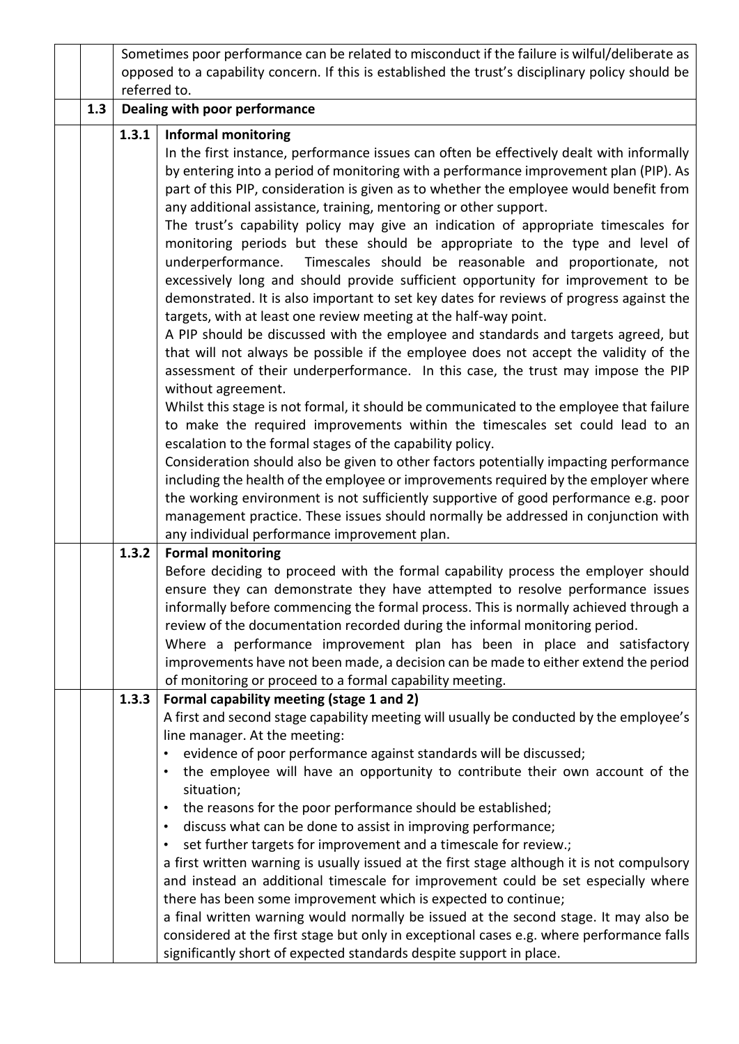Sometimes poor performance can be related to misconduct if the failure is wilful/deliberate as opposed to a capability concern. If this is established the trust's disciplinary policy should be referred to.

### 1.3 Dealing with poor performance

#### 1.3.1 Informal monitoring

In the first instance, performance issues can often be effectively dealt with informally by entering into a period of monitoring with a performance improvement plan (PIP). As part of this PIP, consideration is given as to whether the employee would benefit from any additional assistance, training, mentoring or other support.

The trust's capability policy may give an indication of appropriate timescales for monitoring periods but these should be appropriate to the type and level of underperformance. Timescales should be reasonable and proportionate, not excessively long and should provide sufficient opportunity for improvement to be demonstrated. It is also important to set key dates for reviews of progress against the targets, with at least one review meeting at the half-way point.

A PIP should be discussed with the employee and standards and targets agreed, but that will not always be possible if the employee does not accept the validity of the assessment of their underperformance. In this case, the trust may impose the PIP without agreement.

Whilst this stage is not formal, it should be communicated to the employee that failure to make the required improvements within the timescales set could lead to an escalation to the formal stages of the capability policy.

Consideration should also be given to other factors potentially impacting performance including the health of the employee or improvements required by the employer where the working environment is not sufficiently supportive of good performance e.g. poor management practice. These issues should normally be addressed in conjunction with any individual performance improvement plan.

#### 1.3.2 Formal monitoring

Before deciding to proceed with the formal capability process the employer should ensure they can demonstrate they have attempted to resolve performance issues informally before commencing the formal process. This is normally achieved through a review of the documentation recorded during the informal monitoring period.

Where a performance improvement plan has been in place and satisfactory improvements have not been made, a decision can be made to either extend the period of monitoring or proceed to a formal capability meeting.

#### 1.3.3 Formal capability meeting (stage 1 and 2)

A first and second stage capability meeting will usually be conducted by the employee's line manager. At the meeting:

- evidence of poor performance against standards will be discussed;
- the employee will have an opportunity to contribute their own account of the situation;
- the reasons for the poor performance should be established;
- discuss what can be done to assist in improving performance;
- set further targets for improvement and a timescale for review.;

a first written warning is usually issued at the first stage although it is not compulsory and instead an additional timescale for improvement could be set especially where there has been some improvement which is expected to continue;

a final written warning would normally be issued at the second stage. It may also be considered at the first stage but only in exceptional cases e.g. where performance falls significantly short of expected standards despite support in place.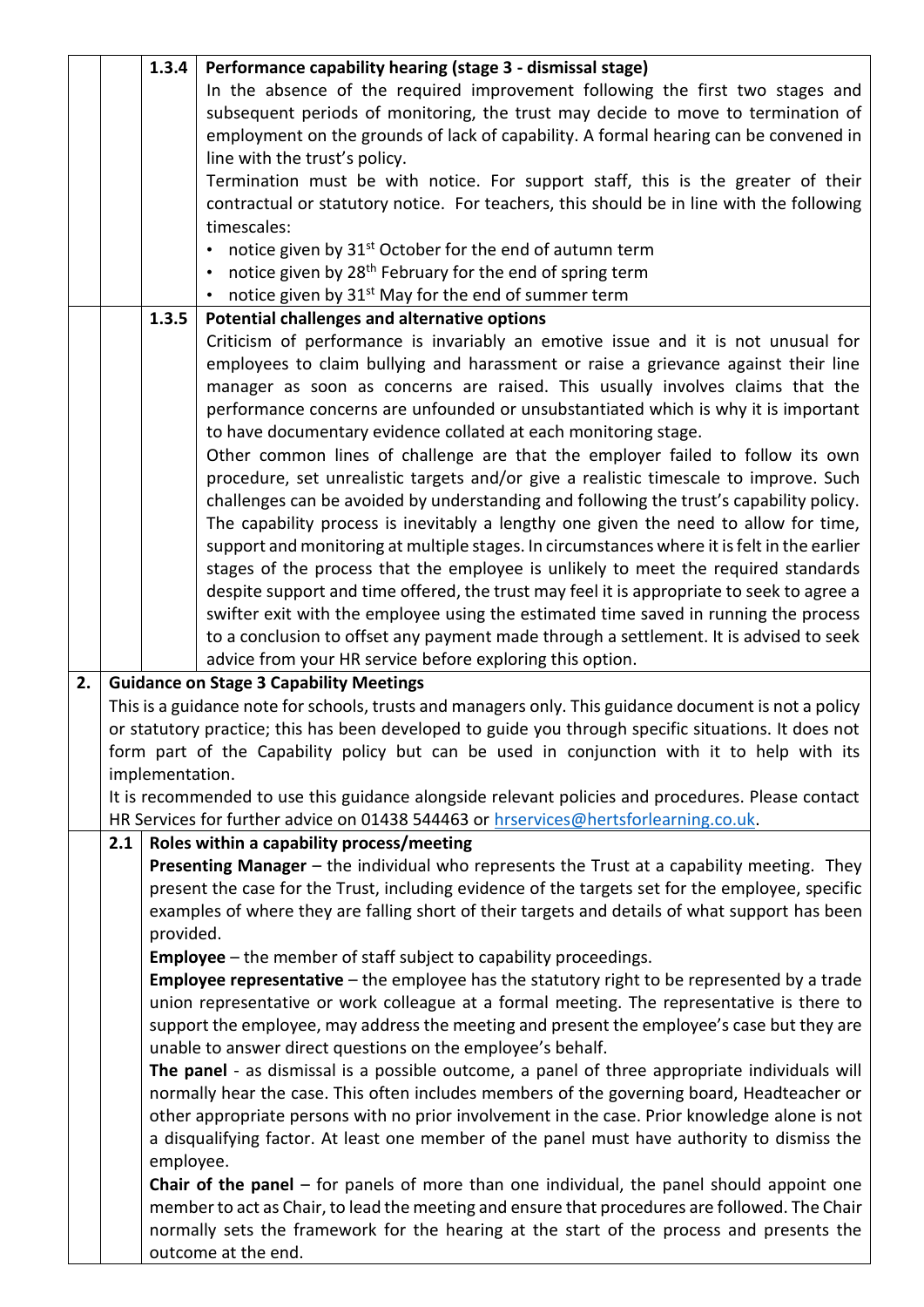#### 1.3.4 Performance capability hearing (stage 3 - dismissal stage)

In the absence of the required improvement following the first two stages and subsequent periods of monitoring, the trust may decide to move to termination of employment on the grounds of lack of capability. A formal hearing can be convened in line with the trust's policy.

Termination must be with notice. For support staff, this is the greater of their contractual or statutory notice. For teachers, this should be in line with the following timescales:

- notice given by 31st October for the end of autumn term
- notice given by 28th February for the end of spring term
- notice given by 31st May for the end of summer term

#### 1.3.5 Potential challenges and alternative options

Criticism of performance is invariably an emotive issue and it is not unusual for employees to claim bullying and harassment or raise a grievance against their line manager as soon as concerns are raised. This usually involves claims that the performance concerns are unfounded or unsubstantiated which is why it is important to have documentary evidence collated at each monitoring stage.

Other common lines of challenge are that the employer failed to follow its own procedure, set unrealistic targets and/or give a realistic timescale to improve. Such challenges can be avoided by understanding and following the trust's capability policy.

The capability process is inevitably a lengthy one given the need to allow for time, support and monitoring at multiple stages. In circumstances where it is felt in the earlier stages of the process that the employee is unlikely to meet the required standards despite support and time offered, the trust may feel it is appropriate to seek to agree a swifter exit with the employee using the estimated time saved in running the process to a conclusion to offset any payment made through a settlement. It is advised to seek advice from your HR service before exploring this option.

## 2. Guidance on Stage 3 Capability Meetings

This is a guidance note for schools, trusts and managers only. This guidance document is not a policy or statutory practice; this has been developed to guide you through specific situations. It does not form part of the Capability policy but can be used in conjunction with it to help with its implementation.

It is recommended to use this guidance alongside relevant policies and procedures. Please contact HR Services for further advice on 01438 544463 or hrservices@hertsforlearning.co.uk.

### 2.1 Roles within a capability process/meeting

**Presenting Manager** – the individual who represents the Trust at a capability meeting. They present the case for the Trust, including evidence of the targets set for the employee, specific examples of where they are falling short of their targets and details of what support has been provided.

**Employee** – the member of staff subject to capability proceedings.

**Employee representative** – the employee has the statutory right to be represented by a trade union representative or work colleague at a formal meeting. The representative is there to support the employee, may address the meeting and present the employee's case but they are unable to answer direct questions on the employee's behalf.

**The panel** - as dismissal is a possible outcome, a panel of three appropriate individuals will normally hear the case. This often includes members of the governing board, Headteacher or other appropriate persons with no prior involvement in the case. Prior knowledge alone is not a disqualifying factor. At least one member of the panel must have authority to dismiss the employee.

**Chair of the panel** – for panels of more than one individual, the panel should appoint one member to act as Chair, to lead the meeting and ensure that procedures are followed. The Chair normally sets the framework for the hearing at the start of the process and presents the outcome at the end.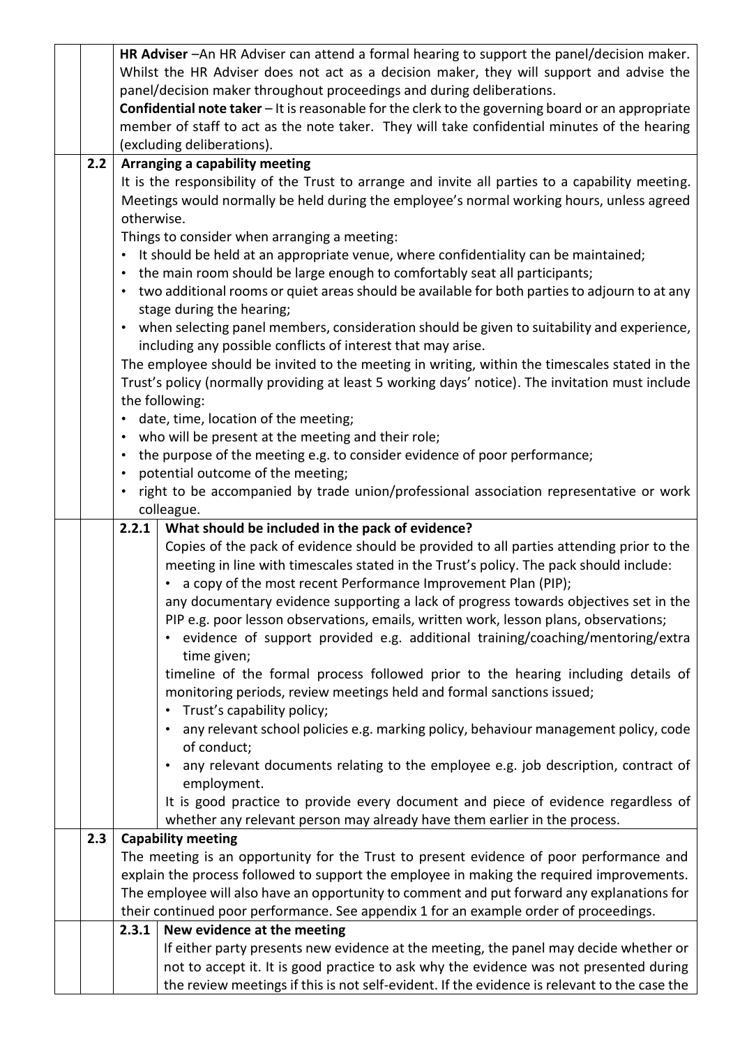**HR Adviser** –An HR Adviser can attend a formal hearing to support the panel/decision maker. Whilst the HR Adviser does not act as a decision maker, they will support and advise the panel/decision maker throughout proceedings and during deliberations.

**Confidential note taker** – It is reasonable for the clerk to the governing board or an appropriate member of staff to act as the note taker. They will take confidential minutes of the hearing (excluding deliberations).

### 2.2 Arranging a capability meeting

It is the responsibility of the Trust to arrange and invite all parties to a capability meeting. Meetings would normally be held during the employee's normal working hours, unless agreed otherwise.

Things to consider when arranging a meeting:

- It should be held at an appropriate venue, where confidentiality can be maintained;
- the main room should be large enough to comfortably seat all participants;
- two additional rooms or quiet areas should be available for both parties to adjourn to at any stage during the hearing;
- when selecting panel members, consideration should be given to suitability and experience, including any possible conflicts of interest that may arise.

The employee should be invited to the meeting in writing, within the timescales stated in the Trust's policy (normally providing at least 5 working days' notice). The invitation must include the following:

- date, time, location of the meeting;
- who will be present at the meeting and their role;
- the purpose of the meeting e.g. to consider evidence of poor performance;
- potential outcome of the meeting;
- right to be accompanied by trade union/professional association representative or work colleague.

#### 2.2.1 What should be included in the pack of evidence?

Copies of the pack of evidence should be provided to all parties attending prior to the meeting in line with timescales stated in the Trust's policy. The pack should include:

- a copy of the most recent Performance Improvement Plan (PIP);

any documentary evidence supporting a lack of progress towards objectives set in the PIP e.g. poor lesson observations, emails, written work, lesson plans, observations;

- evidence of support provided e.g. additional training/coaching/mentoring/extra time given;

timeline of the formal process followed prior to the hearing including details of monitoring periods, review meetings held and formal sanctions issued;

- Trust's capability policy;
- any relevant school policies e.g. marking policy, behaviour management policy, code of conduct;
- any relevant documents relating to the employee e.g. job description, contract of employment.

It is good practice to provide every document and piece of evidence regardless of whether any relevant person may already have them earlier in the process.

### 2.3 Capability meeting

The meeting is an opportunity for the Trust to present evidence of poor performance and explain the process followed to support the employee in making the required improvements. The employee will also have an opportunity to comment and put forward any explanations for their continued poor performance. See appendix 1 for an example order of proceedings.

#### 2.3.1 New evidence at the meeting

If either party presents new evidence at the meeting, the panel may decide whether or not to accept it. It is good practice to ask why the evidence was not presented during the review meetings if this is not self-evident. If the evidence is relevant to the case the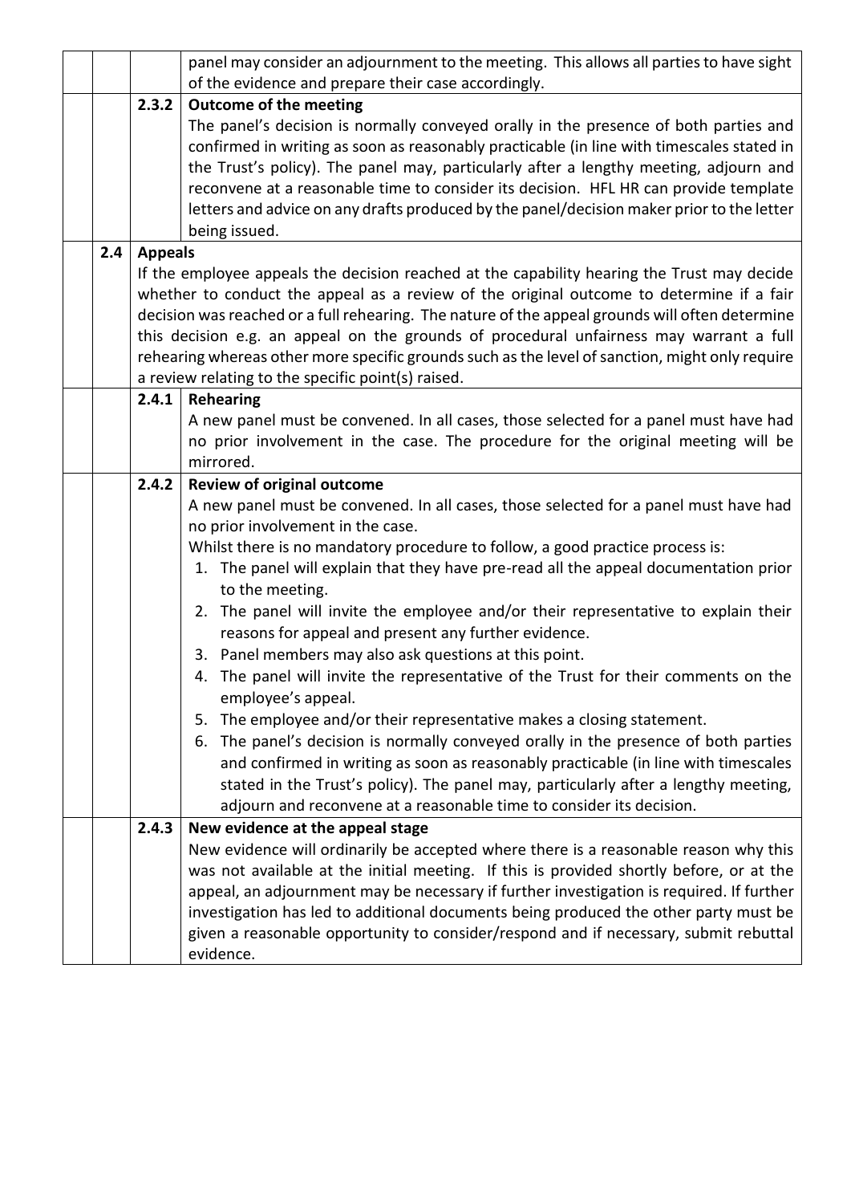panel may consider an adjournment to the meeting. This allows all parties to have sight of the evidence and prepare their case accordingly.

**2.3.2 Outcome of the meeting**

The panel's decision is normally conveyed orally in the presence of both parties and confirmed in writing as soon as reasonably practicable (in line with timescales stated in the Trust's policy). The panel may, particularly after a lengthy meeting, adjourn and reconvene at a reasonable time to consider its decision. HFL HR can provide template letters and advice on any drafts produced by the panel/decision maker prior to the letter being issued.

**2.4 Appeals**

If the employee appeals the decision reached at the capability hearing the Trust may decide whether to conduct the appeal as a review of the original outcome to determine if a fair decision was reached or a full rehearing. The nature of the appeal grounds will often determine this decision e.g. an appeal on the grounds of procedural unfairness may warrant a full rehearing whereas other more specific grounds such as the level of sanction, might only require a review relating to the specific point(s) raised.

**2.4.1 Rehearing**

A new panel must be convened. In all cases, those selected for a panel must have had no prior involvement in the case. The procedure for the original meeting will be mirrored.

**2.4.2 Review of original outcome**

A new panel must be convened. In all cases, those selected for a panel must have had no prior involvement in the case.

Whilst there is no mandatory procedure to follow, a good practice process is:

1. The panel will explain that they have pre-read all the appeal documentation prior to the meeting.
2. The panel will invite the employee and/or their representative to explain their reasons for appeal and present any further evidence.
3. Panel members may also ask questions at this point.
4. The panel will invite the representative of the Trust for their comments on the employee's appeal.
5. The employee and/or their representative makes a closing statement.
6. The panel's decision is normally conveyed orally in the presence of both parties and confirmed in writing as soon as reasonably practicable (in line with timescales stated in the Trust's policy). The panel may, particularly after a lengthy meeting, adjourn and reconvene at a reasonable time to consider its decision.

**2.4.3 New evidence at the appeal stage**

New evidence will ordinarily be accepted where there is a reasonable reason why this was not available at the initial meeting. If this is provided shortly before, or at the appeal, an adjournment may be necessary if further investigation is required. If further investigation has led to additional documents being produced the other party must be given a reasonable opportunity to consider/respond and if necessary, submit rebuttal evidence.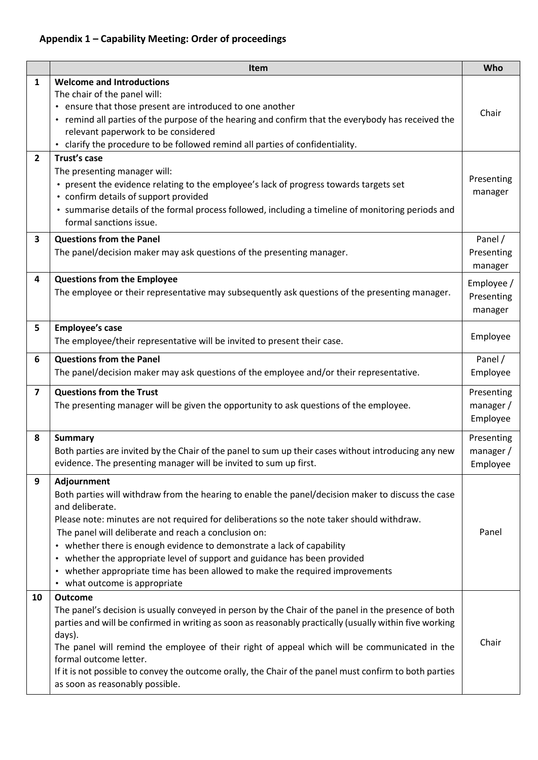## Appendix 1 – Capability Meeting: Order of proceedings

| | Item | Who |
|---|---|---|
| **1** | **Welcome and Introductions**<br>The chair of the panel will:<br>• ensure that those present are introduced to one another<br>• remind all parties of the purpose of the hearing and confirm that the everybody has received the relevant paperwork to be considered<br>• clarify the procedure to be followed remind all parties of confidentiality. | Chair |
| **2** | **Trust's case**<br>The presenting manager will:<br>• present the evidence relating to the employee's lack of progress towards targets set<br>• confirm details of support provided<br>• summarise details of the formal process followed, including a timeline of monitoring periods and formal sanctions issue. | Presenting manager |
| **3** | **Questions from the Panel**<br>The panel/decision maker may ask questions of the presenting manager. | Panel / Presenting manager |
| **4** | **Questions from the Employee**<br>The employee or their representative may subsequently ask questions of the presenting manager. | Employee / Presenting manager |
| **5** | **Employee's case**<br>The employee/their representative will be invited to present their case. | Employee |
| **6** | **Questions from the Panel**<br>The panel/decision maker may ask questions of the employee and/or their representative. | Panel / Employee |
| **7** | **Questions from the Trust**<br>The presenting manager will be given the opportunity to ask questions of the employee. | Presenting manager / Employee |
| **8** | **Summary**<br>Both parties are invited by the Chair of the panel to sum up their cases without introducing any new evidence. The presenting manager will be invited to sum up first. | Presenting manager / Employee |
| **9** | **Adjournment**<br>Both parties will withdraw from the hearing to enable the panel/decision maker to discuss the case and deliberate.<br>Please note: minutes are not required for deliberations so the note taker should withdraw.<br>The panel will deliberate and reach a conclusion on:<br>• whether there is enough evidence to demonstrate a lack of capability<br>• whether the appropriate level of support and guidance has been provided<br>• whether appropriate time has been allowed to make the required improvements<br>• what outcome is appropriate | Panel |
| **10** | **Outcome**<br>The panel's decision is usually conveyed in person by the Chair of the panel in the presence of both parties and will be confirmed in writing as soon as reasonably practically (usually within five working days).<br>The panel will remind the employee of their right of appeal which will be communicated in the formal outcome letter.<br>If it is not possible to convey the outcome orally, the Chair of the panel must confirm to both parties as soon as reasonably possible. | Chair |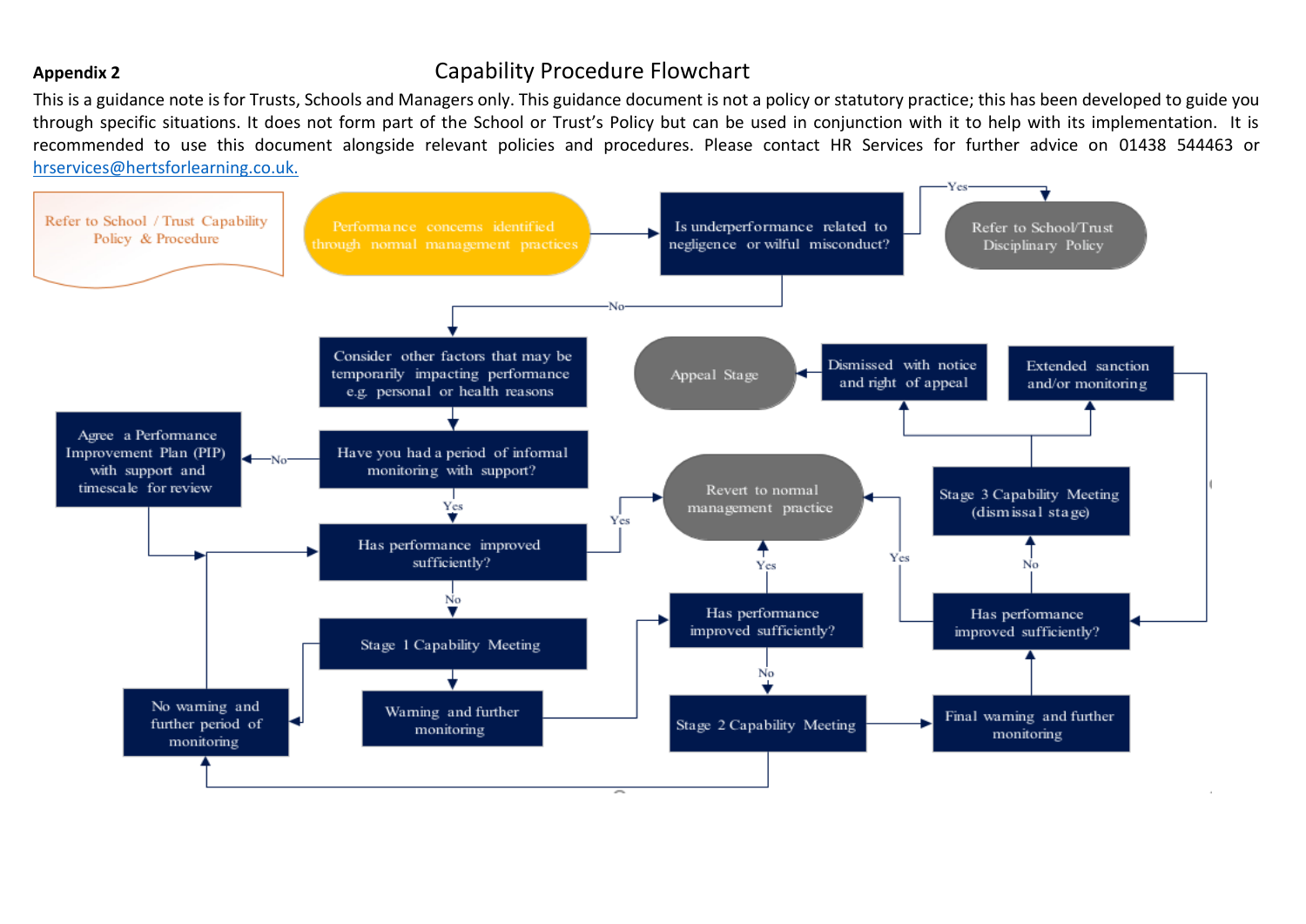**Appendix 2**

# Capability Procedure Flowchart

This is a guidance note is for Trusts, Schools and Managers only. This guidance document is not a policy or statutory practice; this has been developed to guide you through specific situations. It does not form part of the School or Trust's Policy but can be used in conjunction with it to help with its implementation. It is recommended to use this document alongside relevant policies and procedures. Please contact HR Services for further advice on 01438 544463 or hrservices@hertsforlearning.co.uk.

Refer to School / Trust Capability Policy & Procedure

Performance concerns identified through normal management practices

Is underperformance related to negligence or wilful misconduct?

Yes

Refer to School/Trust Disciplinary Policy

No

Consider other factors that may be temporarily impacting performance e.g. personal or health reasons

Have you had a period of informal monitoring with support?

No

Agree a Performance Improvement Plan (PIP) with support and timescale for review

Yes

Has performance improved sufficiently?

Yes

Revert to normal management practice

No

Stage 1 Capability Meeting

Warning and further monitoring

No warning and further period of monitoring

Has performance improved sufficiently?

Yes

No

Stage 2 Capability Meeting

Final warning and further monitoring

Has performance improved sufficiently?

Yes

No

Stage 3 Capability Meeting (dismissal stage)

Dismissed with notice and right of appeal

Appeal Stage

Extended sanction and/or monitoring